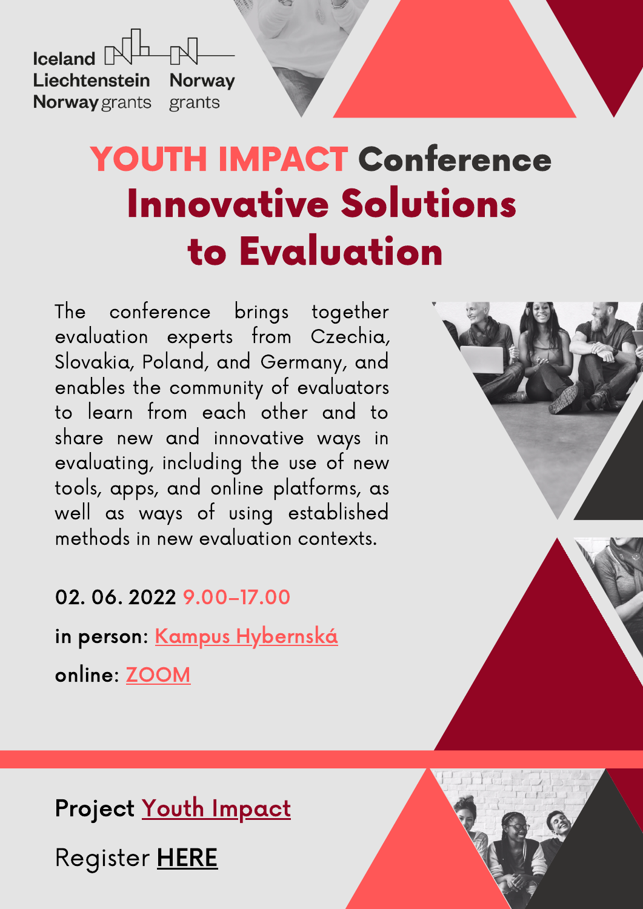Iceland Liechtenstein Norway grants

Norway grants

# YOUTH IMPACT Conference

# Innovative Solutions to Evaluation

The conference brings together evaluation experts from Czechia, Slovakia, Poland, and Germany, and enables the community of evaluators to learn from each other and to share new and innovative ways in evaluating, including the use of new tools, apps, and online platforms, as well as ways of using established methods in new evaluation contexts.

**02. 06. 2022** 9.00–17.00

**in person:** Kampus Hybernská

**online:** ZOOM

**Project** Youth Impact

Register **HERE**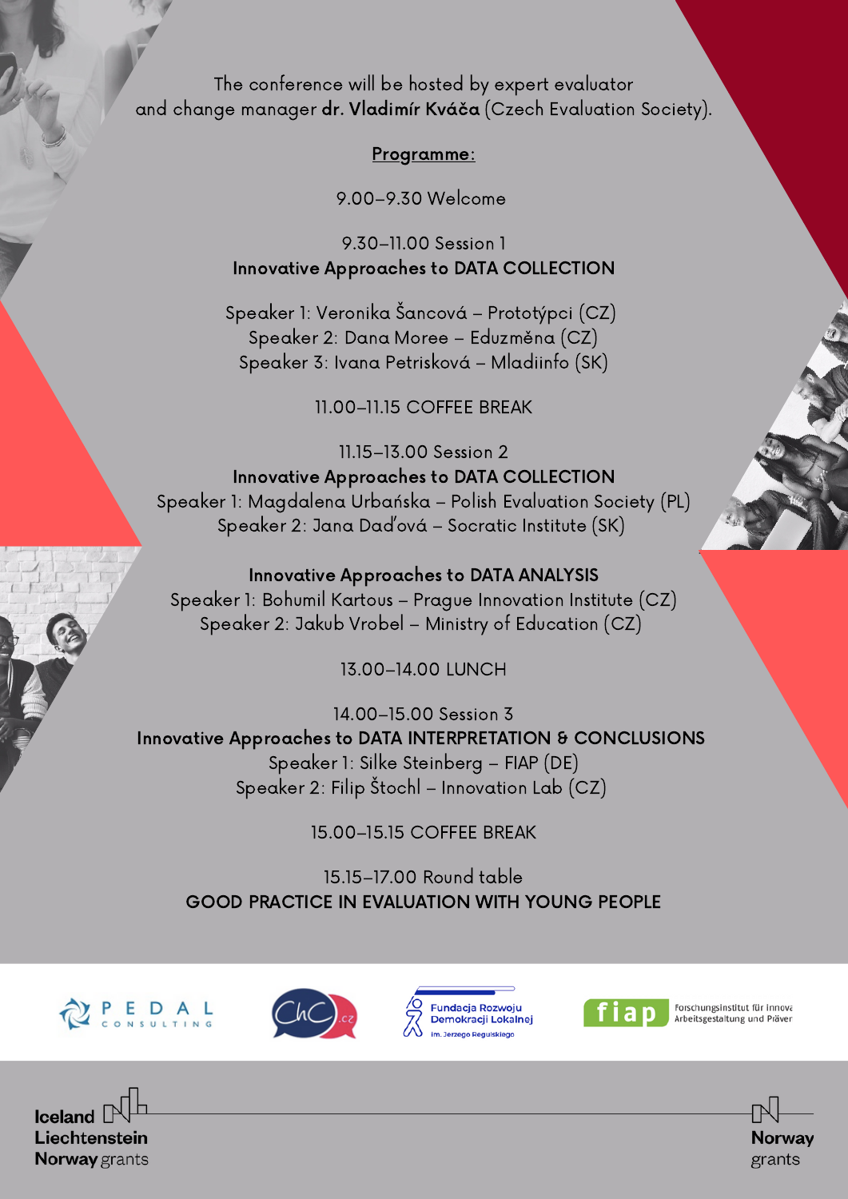The conference will be hosted by expert evaluator and change manager **dr. Vladimír Kváča** (Czech Evaluation Society).

**Programme:**

9.00–9.30 Welcome

9.30–11.00 Session 1
**Innovative Approaches to DATA COLLECTION**

Speaker 1: Veronika Šancová – Prototýpci (CZ)
Speaker 2: Dana Moree – Eduzměna (CZ)
Speaker 3: Ivana Petrisková – Mladiinfo (SK)

11.00–11.15 COFFEE BREAK

11.15–13.00 Session 2
**Innovative Approaches to DATA COLLECTION**
Speaker 1: Magdalena Urbańska – Polish Evaluation Society (PL)
Speaker 2: Jana Daďová – Socratic Institute (SK)

**Innovative Approaches to DATA ANALYSIS**
Speaker 1: Bohumil Kartous – Prague Innovation Institute (CZ)
Speaker 2: Jakub Vrobel – Ministry of Education (CZ)

13.00–14.00 LUNCH

14.00–15.00 Session 3
**Innovative Approaches to DATA INTERPRETATION & CONCLUSIONS**
Speaker 1: Silke Steinberg – FIAP (DE)
Speaker 2: Filip Štochl – Inovation Lab (CZ)

15.00–15.15 COFFEE BREAK

15.15–17.00 Round table
GOOD PRACTICE IN EVALUATION WITH YOUNG PEOPLE

PEDAL CONSULTING

ChC.cz

Fundacja Rozwoju Demokracji Lokalnej im. Jerzego Regulskiego

fiap Forschungsinstitut für innova Arbeitsgestaltung und Präver

Iceland Liechtenstein Norway grants

Norway grants